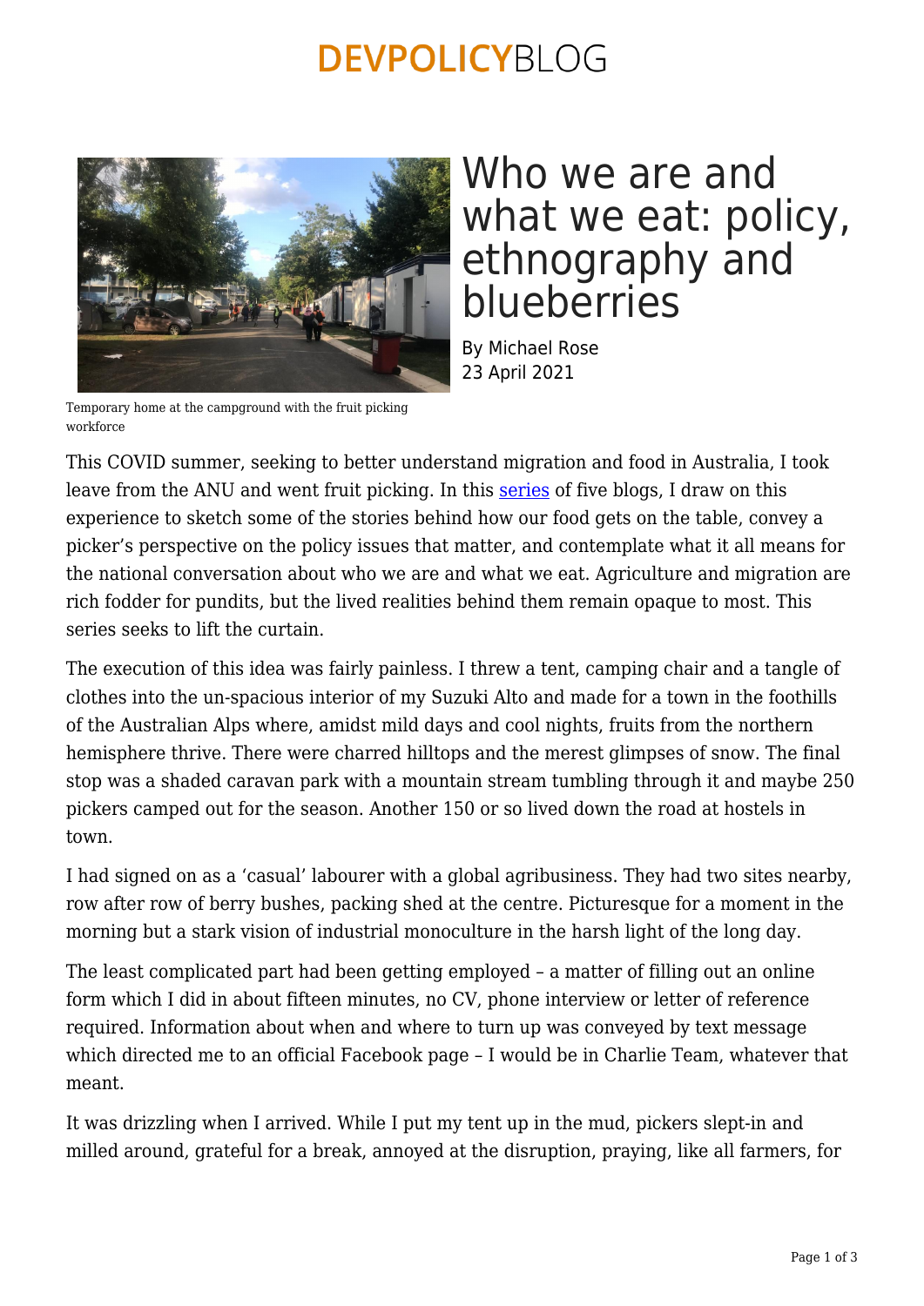# Who we are and what we eat: policy, ethnography and blueberries

By Michael Rose
23 April 2021

Temporary home at the campground with the fruit picking workforce

This COVID summer, seeking to better understand migration and food in Australia, I took leave from the ANU and went fruit picking. In this series of five blogs, I draw on this experience to sketch some of the stories behind how our food gets on the table, convey a picker's perspective on the policy issues that matter, and contemplate what it all means for the national conversation about who we are and what we eat. Agriculture and migration are rich fodder for pundits, but the lived realities behind them remain opaque to most. This series seeks to lift the curtain.

The execution of this idea was fairly painless. I threw a tent, camping chair and a tangle of clothes into the un-spacious interior of my Suzuki Alto and made for a town in the foothills of the Australian Alps where, amidst mild days and cool nights, fruits from the northern hemisphere thrive. There were charred hilltops and the merest glimpses of snow. The final stop was a shaded caravan park with a mountain stream tumbling through it and maybe 250 pickers camped out for the season. Another 150 or so lived down the road at hostels in town.

I had signed on as a 'casual' labourer with a global agribusiness. They had two sites nearby, row after row of berry bushes, packing shed at the centre. Picturesque for a moment in the morning but a stark vision of industrial monoculture in the harsh light of the long day.

The least complicated part had been getting employed – a matter of filling out an online form which I did in about fifteen minutes, no CV, phone interview or letter of reference required. Information about when and where to turn up was conveyed by text message which directed me to an official Facebook page – I would be in Charlie Team, whatever that meant.

It was drizzling when I arrived. While I put my tent up in the mud, pickers slept-in and milled around, grateful for a break, annoyed at the disruption, praying, like all farmers, for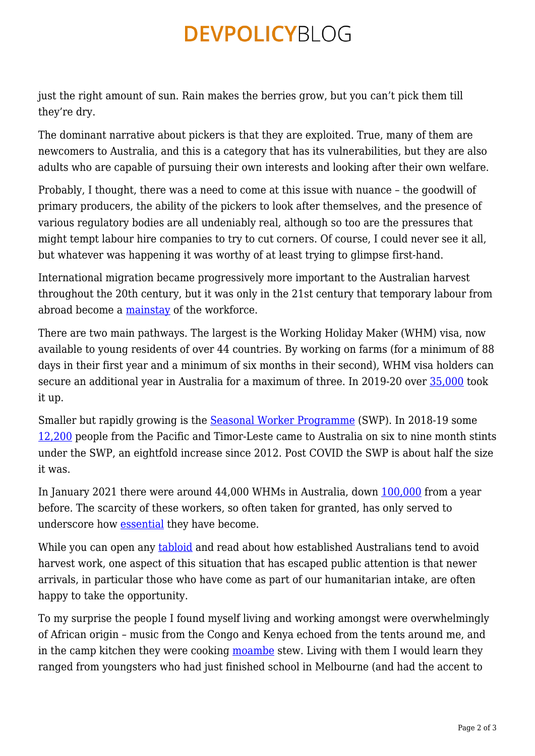just the right amount of sun. Rain makes the berries grow, but you can't pick them till they're dry.

The dominant narrative about pickers is that they are exploited. True, many of them are newcomers to Australia, and this is a category that has its vulnerabilities, but they are also adults who are capable of pursuing their own interests and looking after their own welfare.

Probably, I thought, there was a need to come at this issue with nuance – the goodwill of primary producers, the ability of the pickers to look after themselves, and the presence of various regulatory bodies are all undeniably real, although so too are the pressures that might tempt labour hire companies to try to cut corners. Of course, I could never see it all, but whatever was happening it was worthy of at least trying to glimpse first-hand.

International migration became progressively more important to the Australian harvest throughout the 20th century, but it was only in the 21st century that temporary labour from abroad become a mainstay of the workforce.

There are two main pathways. The largest is the Working Holiday Maker (WHM) visa, now available to young residents of over 44 countries. By working on farms (for a minimum of 88 days in their first year and a minimum of six months in their second), WHM visa holders can secure an additional year in Australia for a maximum of three. In 2019-20 over 35,000 took it up.

Smaller but rapidly growing is the Seasonal Worker Programme (SWP). In 2018-19 some 12,200 people from the Pacific and Timor-Leste came to Australia on six to nine month stints under the SWP, an eightfold increase since 2012. Post COVID the SWP is about half the size it was.

In January 2021 there were around 44,000 WHMs in Australia, down 100,000 from a year before. The scarcity of these workers, so often taken for granted, has only served to underscore how essential they have become.

While you can open any tabloid and read about how established Australians tend to avoid harvest work, one aspect of this situation that has escaped public attention is that newer arrivals, in particular those who have come as part of our humanitarian intake, are often happy to take the opportunity.

To my surprise the people I found myself living and working amongst were overwhelmingly of African origin – music from the Congo and Kenya echoed from the tents around me, and in the camp kitchen they were cooking moambe stew. Living with them I would learn they ranged from youngsters who had just finished school in Melbourne (and had the accent to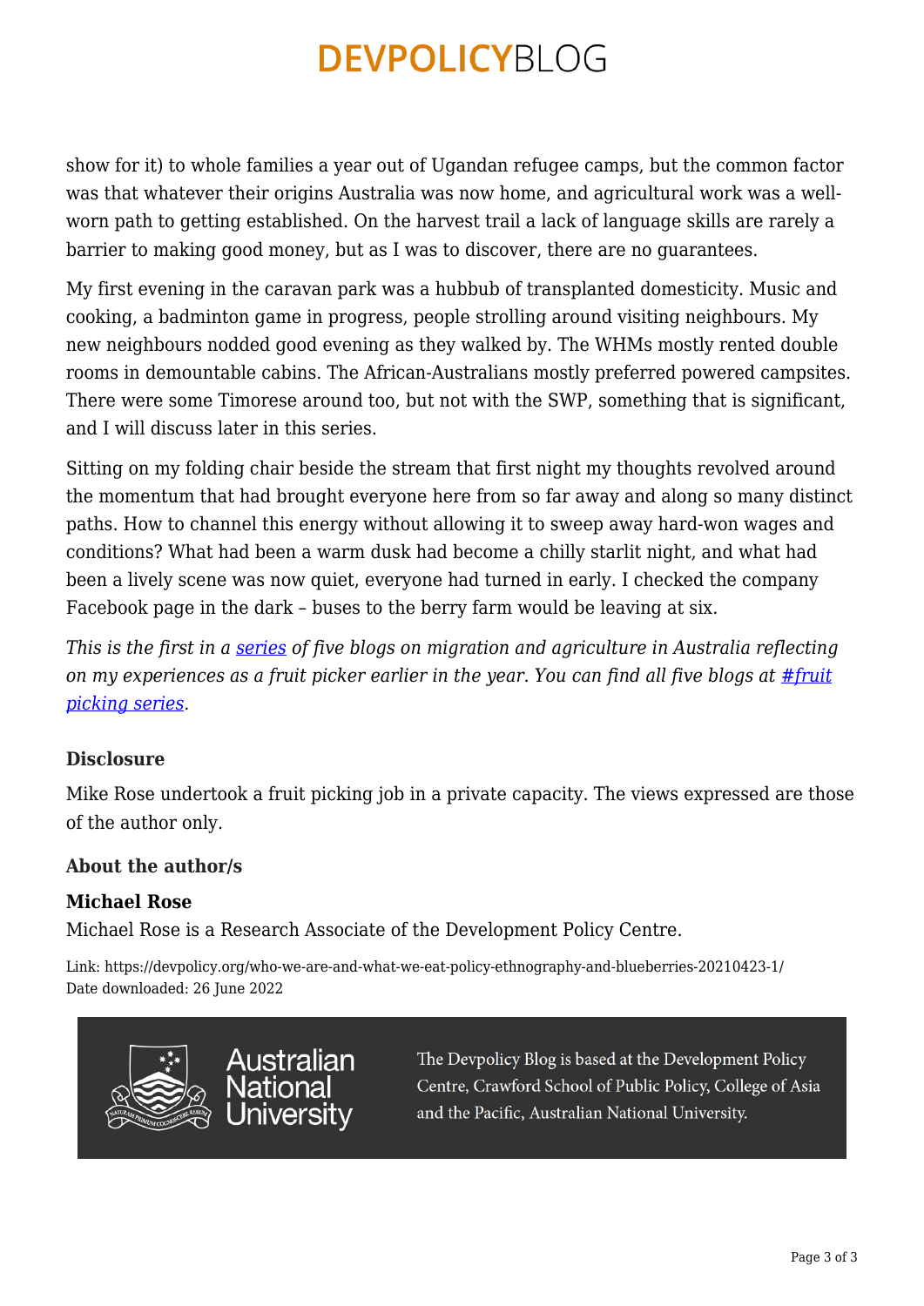show for it) to whole families a year out of Ugandan refugee camps, but the common factor was that whatever their origins Australia was now home, and agricultural work was a well-worn path to getting established. On the harvest trail a lack of language skills are rarely a barrier to making good money, but as I was to discover, there are no guarantees.

My first evening in the caravan park was a hubbub of transplanted domesticity. Music and cooking, a badminton game in progress, people strolling around visiting neighbours. My new neighbours nodded good evening as they walked by. The WHMs mostly rented double rooms in demountable cabins. The African-Australians mostly preferred powered campsites. There were some Timorese around too, but not with the SWP, something that is significant, and I will discuss later in this series.

Sitting on my folding chair beside the stream that first night my thoughts revolved around the momentum that had brought everyone here from so far away and along so many distinct paths. How to channel this energy without allowing it to sweep away hard-won wages and conditions? What had been a warm dusk had become a chilly starlit night, and what had been a lively scene was now quiet, everyone had turned in early. I checked the company Facebook page in the dark – buses to the berry farm would be leaving at six.

*This is the first in a [series](series) of five blogs on migration and agriculture in Australia reflecting on my experiences as a fruit picker earlier in the year. You can find all five blogs at [#fruit picking series](#fruit picking series).*

### Disclosure

Mike Rose undertook a fruit picking job in a private capacity. The views expressed are those of the author only.

### About the author/s

**Michael Rose**
Michael Rose is a Research Associate of the Development Policy Centre.

Link: https://devpolicy.org/who-we-are-and-what-we-eat-policy-ethnography-and-blueberries-20210423-1/
Date downloaded: 26 June 2022

Australian National University

The Devpolicy Blog is based at the Development Policy Centre, Crawford School of Public Policy, College of Asia and the Pacific, Australian National University.